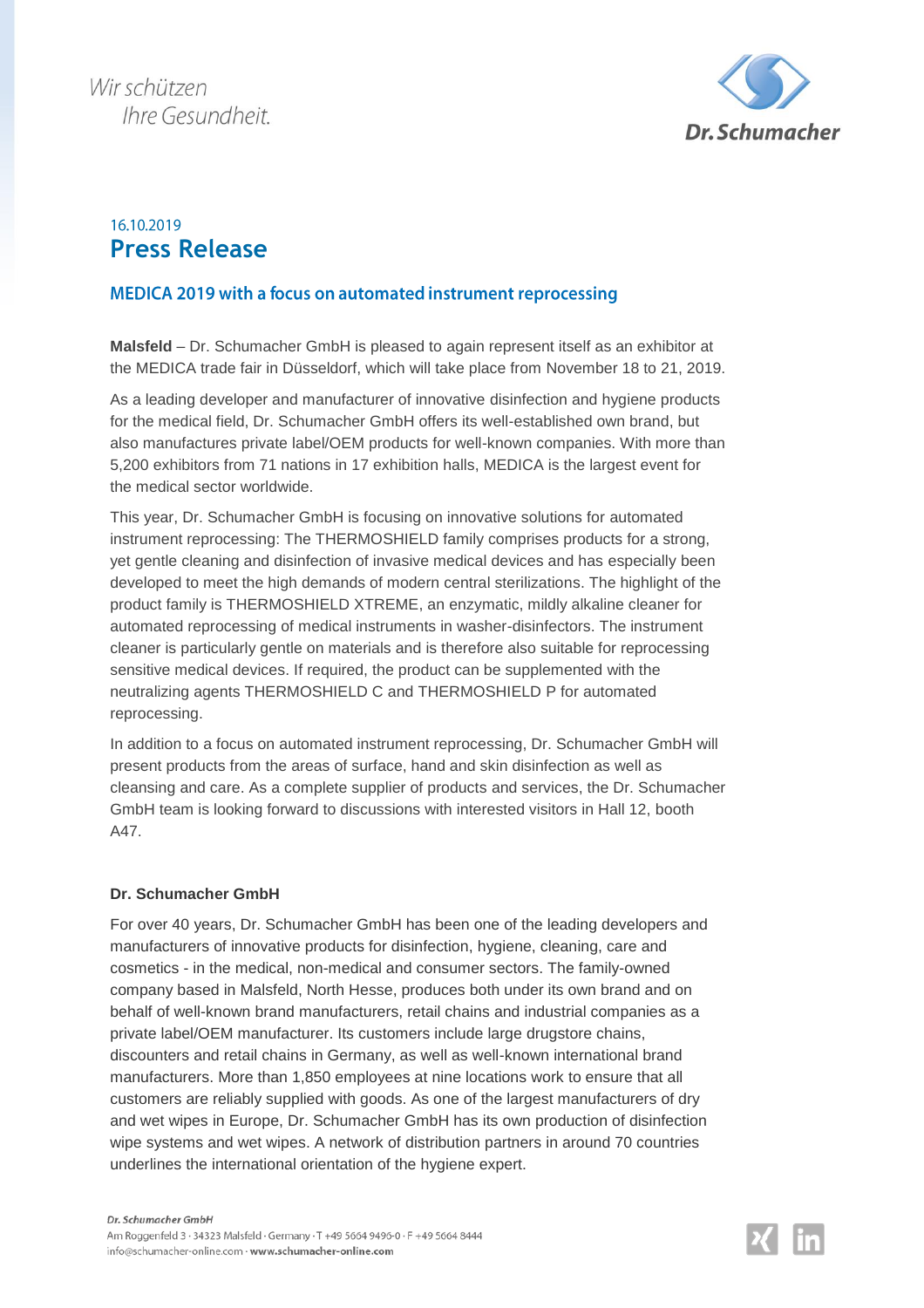Wir schützen
Ihre Gesundheit.

Dr. Schumacher

16.10.2019

# Press Release

## MEDICA 2019 with a focus on automated instrument reprocessing

**Malsfeld** – Dr. Schumacher GmbH is pleased to again represent itself as an exhibitor at the MEDICA trade fair in Düsseldorf, which will take place from November 18 to 21, 2019.

As a leading developer and manufacturer of innovative disinfection and hygiene products for the medical field, Dr. Schumacher GmbH offers its well-established own brand, but also manufactures private label/OEM products for well-known companies. With more than 5,200 exhibitors from 71 nations in 17 exhibition halls, MEDICA is the largest event for the medical sector worldwide.

This year, Dr. Schumacher GmbH is focusing on innovative solutions for automated instrument reprocessing: The THERMOSHIELD family comprises products for a strong, yet gentle cleaning and disinfection of invasive medical devices and has especially been developed to meet the high demands of modern central sterilizations. The highlight of the product family is THERMOSHIELD XTREME, an enzymatic, mildly alkaline cleaner for automated reprocessing of medical instruments in washer-disinfectors. The instrument cleaner is particularly gentle on materials and is therefore also suitable for reprocessing sensitive medical devices. If required, the product can be supplemented with the neutralizing agents THERMOSHIELD C and THERMOSHIELD P for automated reprocessing.

In addition to a focus on automated instrument reprocessing, Dr. Schumacher GmbH will present products from the areas of surface, hand and skin disinfection as well as cleansing and care. As a complete supplier of products and services, the Dr. Schumacher GmbH team is looking forward to discussions with interested visitors in Hall 12, booth A47.

### Dr. Schumacher GmbH

For over 40 years, Dr. Schumacher GmbH has been one of the leading developers and manufacturers of innovative products for disinfection, hygiene, cleaning, care and cosmetics - in the medical, non-medical and consumer sectors. The family-owned company based in Malsfeld, North Hesse, produces both under its own brand and on behalf of well-known brand manufacturers, retail chains and industrial companies as a private label/OEM manufacturer. Its customers include large drugstore chains, discounters and retail chains in Germany, as well as well-known international brand manufacturers. More than 1,850 employees at nine locations work to ensure that all customers are reliably supplied with goods. As one of the largest manufacturers of dry and wet wipes in Europe, Dr. Schumacher GmbH has its own production of disinfection wipe systems and wet wipes. A network of distribution partners in around 70 countries underlines the international orientation of the hygiene expert.

Dr. Schumacher GmbH
Am Roggenfeld 3 · 34323 Malsfeld · Germany · T +49 5664 9496-0 · F +49 5664 8444
info@schumacher-online.com · www.schumacher-online.com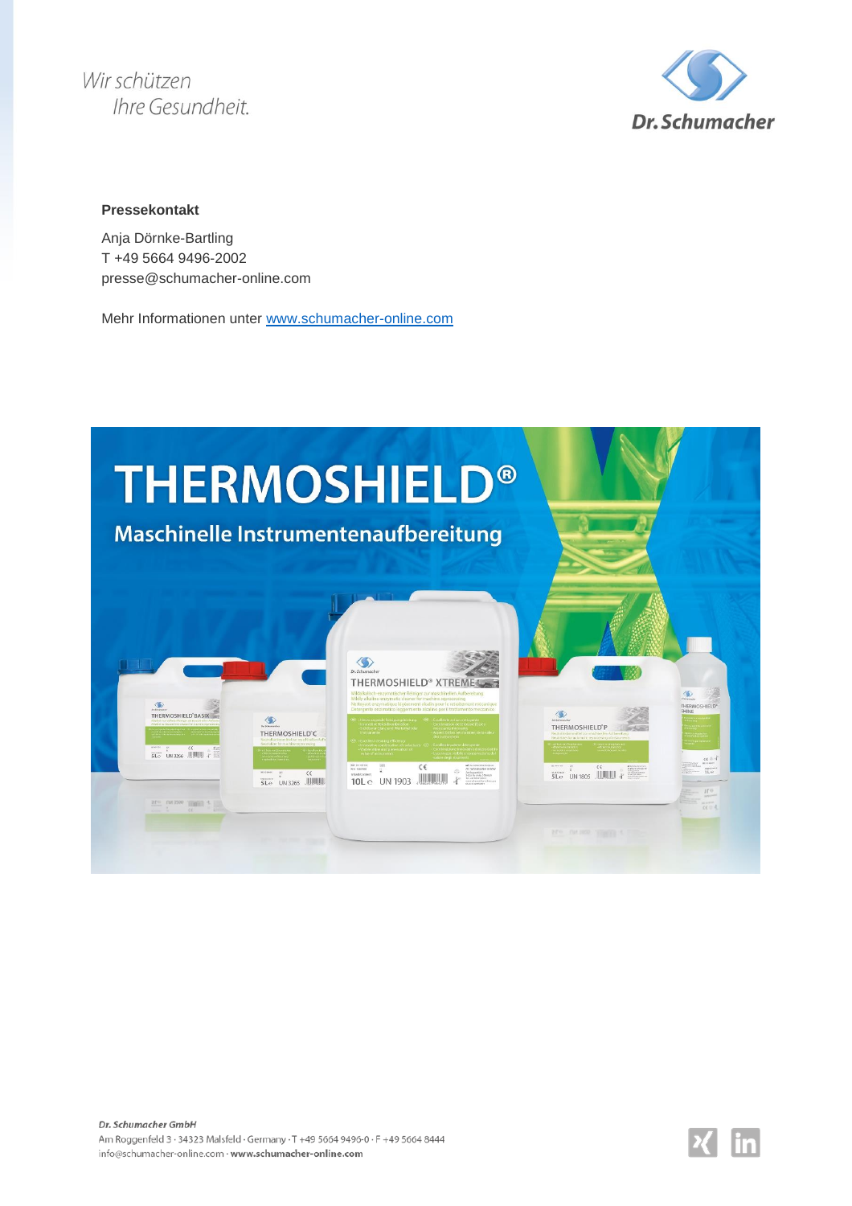Wir schützen
Ihre Gesundheit.

Dr. Schumacher

**Pressekontakt**

Anja Dörnke-Bartling
T +49 5664 9496-2002
presse@schumacher-online.com

Mehr Informationen unter [www.schumacher-online.com](http://www.schumacher-online.com)

THERMOSHIELD®

Maschinelle Instrumentenaufbereitung

Dr. Schumacher GmbH
Am Roggenfeld 3 · 34323 Malsfeld · Germany · T +49 5664 9496-0 · F +49 5664 8444
info@schumacher-online.com · **www.schumacher-online.com**